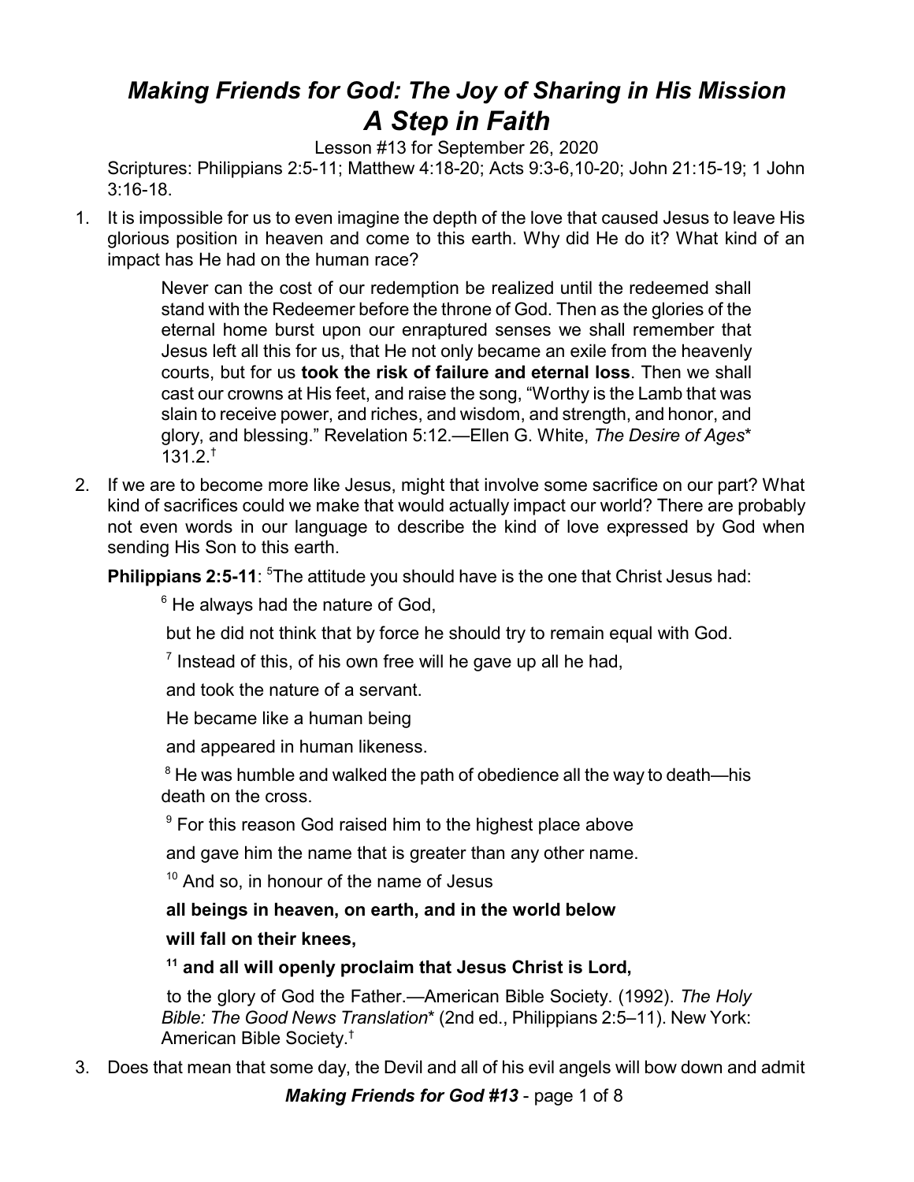# *Making Friends for God: The Joy of Sharing in His Mission*
# *A Step in Faith*

Lesson #13 for September 26, 2020

Scriptures: Philippians 2:5-11; Matthew 4:18-20; Acts 9:3-6,10-20; John 21:15-19; 1 John 3:16-18.

1. It is impossible for us to even imagine the depth of the love that caused Jesus to leave His glorious position in heaven and come to this earth. Why did He do it? What kind of an impact has He had on the human race?

    > Never can the cost of our redemption be realized until the redeemed shall stand with the Redeemer before the throne of God. Then as the glories of the eternal home burst upon our enraptured senses we shall remember that Jesus left all this for us, that He not only became an exile from the heavenly courts, but for us **took the risk of failure and eternal loss**. Then we shall cast our crowns at His feet, and raise the song, "Worthy is the Lamb that was slain to receive power, and riches, and wisdom, and strength, and honor, and glory, and blessing." Revelation 5:12.—Ellen G. White, *The Desire of Ages*\* 131.2.†

2. If we are to become more like Jesus, might that involve some sacrifice on our part? What kind of sacrifices could we make that would actually impact our world? There are probably not even words in our language to describe the kind of love expressed by God when sending His Son to this earth.

**Philippians 2:5-11**: [5]The attitude you should have is the one that Christ Jesus had:

> [6] He always had the nature of God,
>
> but he did not think that by force he should try to remain equal with God.
>
> [7] Instead of this, of his own free will he gave up all he had,
>
> and took the nature of a servant.
>
> He became like a human being
>
> and appeared in human likeness.
>
> [8] He was humble and walked the path of obedience all the way to death—his death on the cross.
>
> [9] For this reason God raised him to the highest place above
>
> and gave him the name that is greater than any other name.
>
> [10] And so, in honour of the name of Jesus
>
> **all beings in heaven, on earth, and in the world below**
>
> **will fall on their knees,**
>
> **[11] and all will openly proclaim that Jesus Christ is Lord,**
>
> to the glory of God the Father.—American Bible Society. (1992). *The Holy Bible: The Good News Translation*\* (2nd ed., Philippians 2:5–11). New York: American Bible Society.†

3. Does that mean that some day, the Devil and all of his evil angels will bow down and admit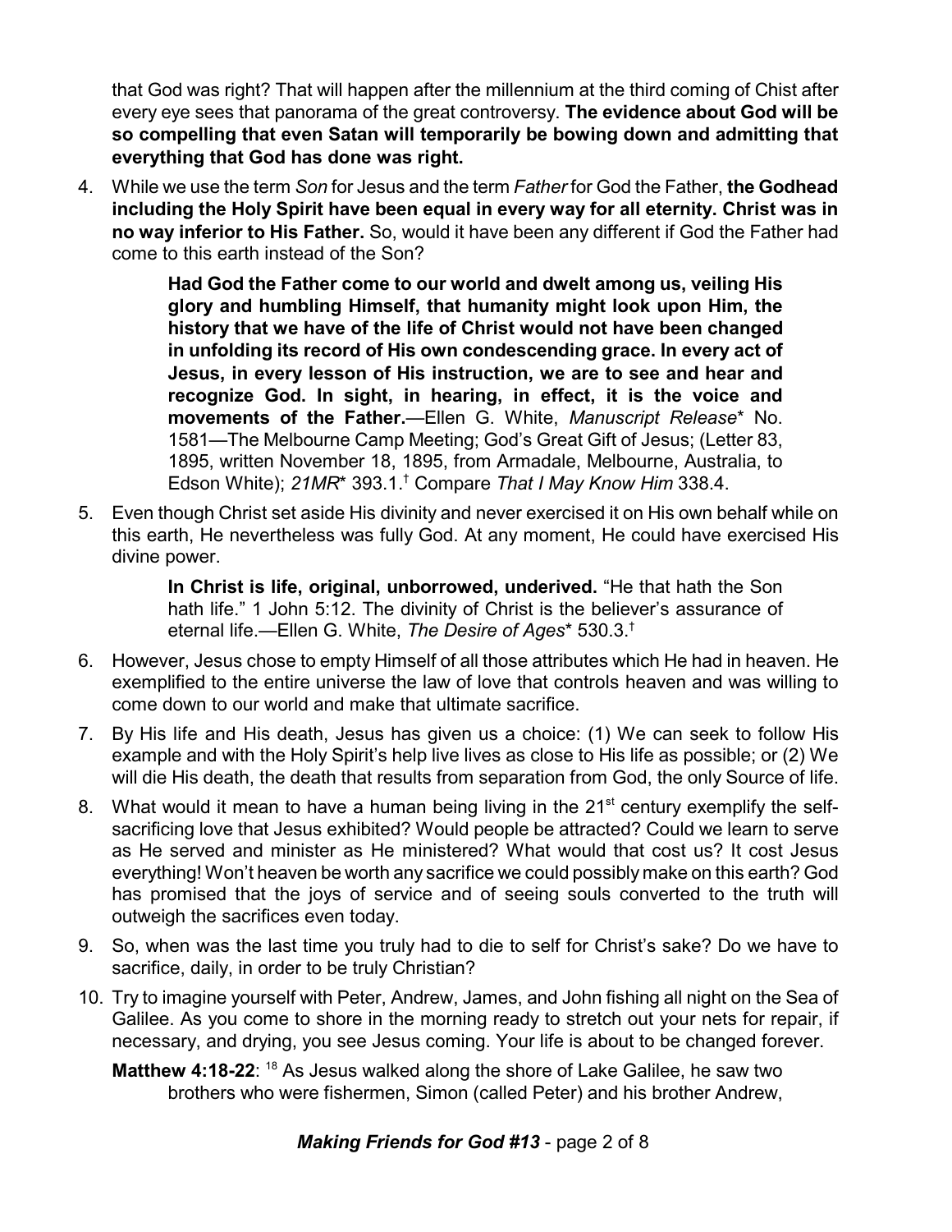that God was right? That will happen after the millennium at the third coming of Chist after every eye sees that panorama of the great controversy. **The evidence about God will be so compelling that even Satan will temporarily be bowing down and admitting that everything that God has done was right.**

4. While we use the term *Son* for Jesus and the term *Father* for God the Father, **the Godhead including the Holy Spirit have been equal in every way for all eternity. Christ was in no way inferior to His Father.** So, would it have been any different if God the Father had come to this earth instead of the Son?

   > **Had God the Father come to our world and dwelt among us, veiling His glory and humbling Himself, that humanity might look upon Him, the history that we have of the life of Christ would not have been changed in unfolding its record of His own condescending grace. In every act of Jesus, in every lesson of His instruction, we are to see and hear and recognize God. In sight, in hearing, in effect, it is the voice and movements of the Father.**—Ellen G. White, *Manuscript Release*\* No. 1581—The Melbourne Camp Meeting; God's Great Gift of Jesus; (Letter 83, 1895, written November 18, 1895, from Armadale, Melbourne, Australia, to Edson White); *21MR*\* 393.1.† Compare *That I May Know Him* 338.4.

5. Even though Christ set aside His divinity and never exercised it on His own behalf while on this earth, He nevertheless was fully God. At any moment, He could have exercised His divine power.

   > **In Christ is life, original, unborrowed, underived.** "He that hath the Son hath life." 1 John 5:12. The divinity of Christ is the believer's assurance of eternal life.—Ellen G. White, *The Desire of Ages*\* 530.3.†

6. However, Jesus chose to empty Himself of all those attributes which He had in heaven. He exemplified to the entire universe the law of love that controls heaven and was willing to come down to our world and make that ultimate sacrifice.

7. By His life and His death, Jesus has given us a choice: (1) We can seek to follow His example and with the Holy Spirit's help live lives as close to His life as possible; or (2) We will die His death, the death that results from separation from God, the only Source of life.

8. What would it mean to have a human being living in the 21st century exemplify the self-sacrificing love that Jesus exhibited? Would people be attracted? Could we learn to serve as He served and minister as He ministered? What would that cost us? It cost Jesus everything! Won't heaven be worth any sacrifice we could possibly make on this earth? God has promised that the joys of service and of seeing souls converted to the truth will outweigh the sacrifices even today.

9. So, when was the last time you truly had to die to self for Christ's sake? Do we have to sacrifice, daily, in order to be truly Christian?

10. Try to imagine yourself with Peter, Andrew, James, and John fishing all night on the Sea of Galilee. As you come to shore in the morning ready to stretch out your nets for repair, if necessary, and drying, you see Jesus coming. Your life is about to be changed forever.

    **Matthew 4:18-22**: [18] As Jesus walked along the shore of Lake Galilee, he saw two brothers who were fishermen, Simon (called Peter) and his brother Andrew,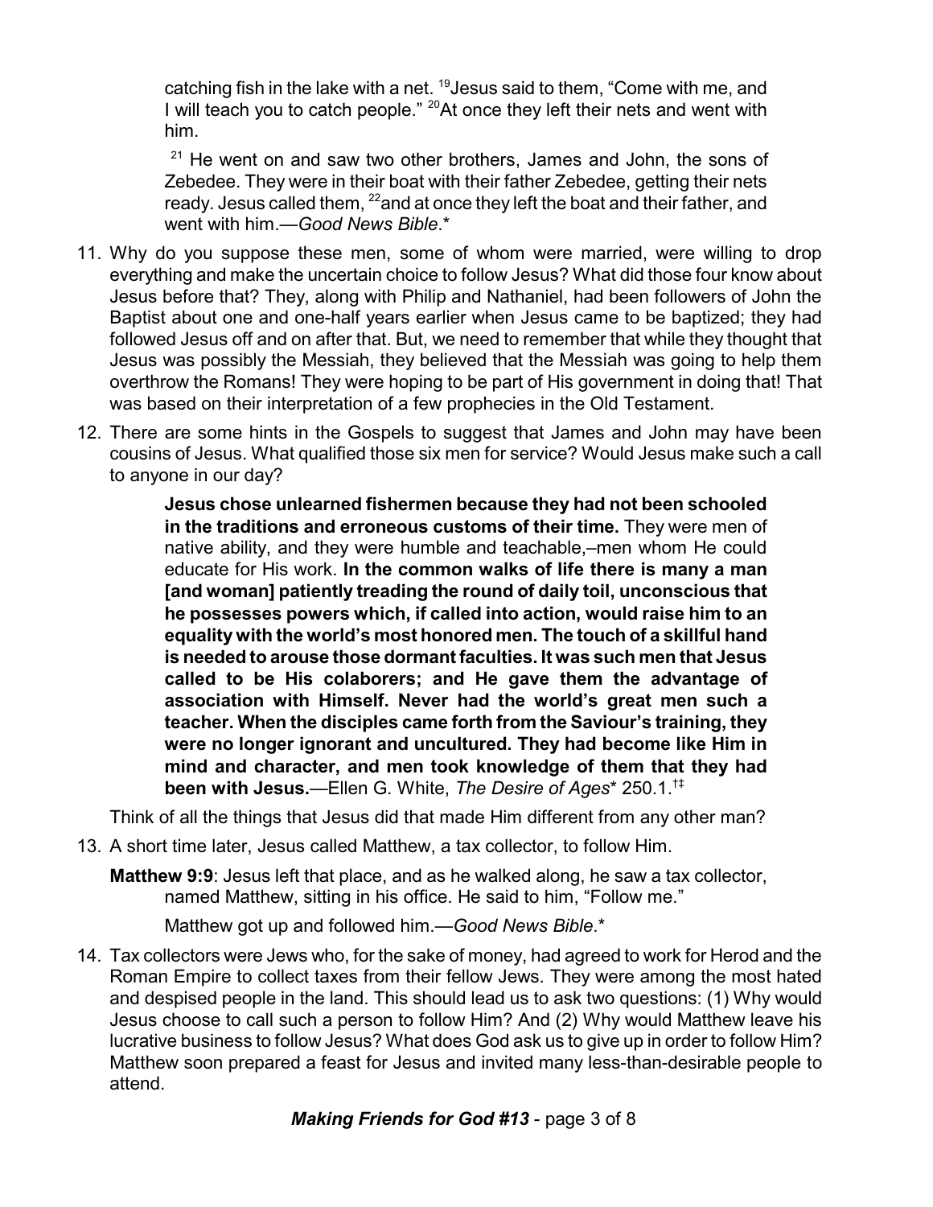catching fish in the lake with a net. [19]Jesus said to them, "Come with me, and I will teach you to catch people." [20]At once they left their nets and went with him.

> [21] He went on and saw two other brothers, James and John, the sons of Zebedee. They were in their boat with their father Zebedee, getting their nets ready. Jesus called them, [22]and at once they left the boat and their father, and went with him.—*Good News Bible*.*

11. Why do you suppose these men, some of whom were married, were willing to drop everything and make the uncertain choice to follow Jesus? What did those four know about Jesus before that? They, along with Philip and Nathaniel, had been followers of John the Baptist about one and one-half years earlier when Jesus came to be baptized; they had followed Jesus off and on after that. But, we need to remember that while they thought that Jesus was possibly the Messiah, they believed that the Messiah was going to help them overthrow the Romans! They were hoping to be part of His government in doing that! That was based on their interpretation of a few prophecies in the Old Testament.

12. There are some hints in the Gospels to suggest that James and John may have been cousins of Jesus. What qualified those six men for service? Would Jesus make such a call to anyone in our day?

> **Jesus chose unlearned fishermen because they had not been schooled in the traditions and erroneous customs of their time.** They were men of native ability, and they were humble and teachable,–men whom He could educate for His work. **In the common walks of life there is many a man [and woman] patiently treading the round of daily toil, unconscious that he possesses powers which, if called into action, would raise him to an equality with the world's most honored men. The touch of a skillful hand is needed to arouse those dormant faculties. It was such men that Jesus called to be His colaborers; and He gave them the advantage of association with Himself. Never had the world's great men such a teacher. When the disciples came forth from the Saviour's training, they were no longer ignorant and uncultured. They had become like Him in mind and character, and men took knowledge of them that they had been with Jesus.**—Ellen G. White, *The Desire of Ages** 250.1.†‡

Think of all the things that Jesus did that made Him different from any other man?

13. A short time later, Jesus called Matthew, a tax collector, to follow Him.

**Matthew 9:9**: Jesus left that place, and as he walked along, he saw a tax collector, named Matthew, sitting in his office. He said to him, "Follow me."

Matthew got up and followed him.—*Good News Bible*.*

14. Tax collectors were Jews who, for the sake of money, had agreed to work for Herod and the Roman Empire to collect taxes from their fellow Jews. They were among the most hated and despised people in the land. This should lead us to ask two questions: (1) Why would Jesus choose to call such a person to follow Him? And (2) Why would Matthew leave his lucrative business to follow Jesus? What does God ask us to give up in order to follow Him? Matthew soon prepared a feast for Jesus and invited many less-than-desirable people to attend.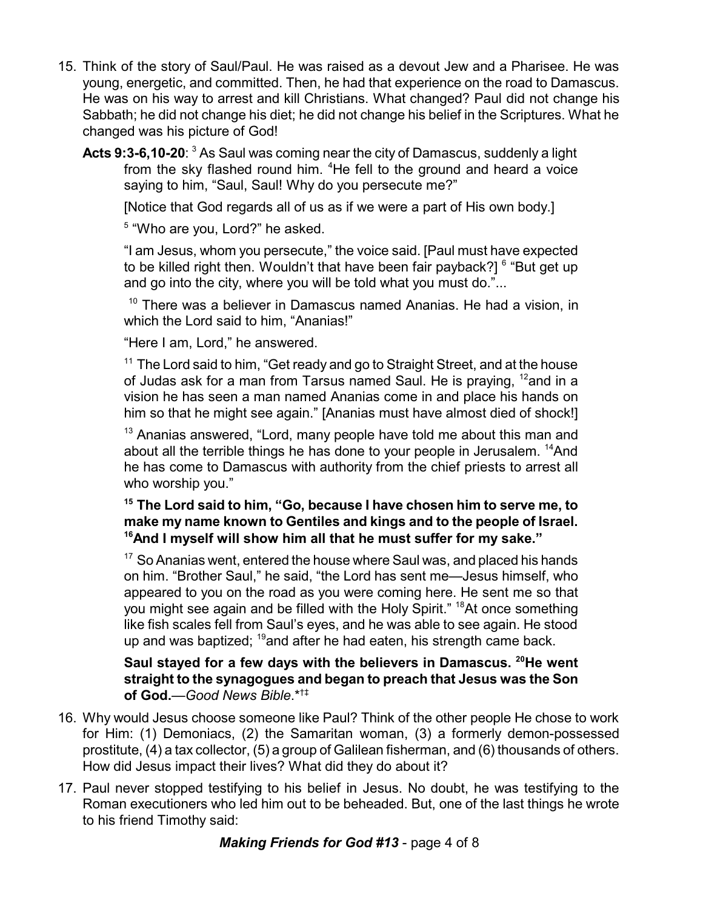15. Think of the story of Saul/Paul. He was raised as a devout Jew and a Pharisee. He was young, energetic, and committed. Then, he had that experience on the road to Damascus. He was on his way to arrest and kill Christians. What changed? Paul did not change his Sabbath; he did not change his diet; he did not change his belief in the Scriptures. What he changed was his picture of God!

   **Acts 9:3-6,10-20**: [3] As Saul was coming near the city of Damascus, suddenly a light from the sky flashed round him. [4]He fell to the ground and heard a voice saying to him, "Saul, Saul! Why do you persecute me?"

   [Notice that God regards all of us as if we were a part of His own body.]

   [5] "Who are you, Lord?" he asked.

   "I am Jesus, whom you persecute," the voice said. [Paul must have expected to be killed right then. Wouldn't that have been fair payback?] [6] "But get up and go into the city, where you will be told what you must do."...

   [10] There was a believer in Damascus named Ananias. He had a vision, in which the Lord said to him, "Ananias!"

   "Here I am, Lord," he answered.

   [11] The Lord said to him, "Get ready and go to Straight Street, and at the house of Judas ask for a man from Tarsus named Saul. He is praying, [12]and in a vision he has seen a man named Ananias come in and place his hands on him so that he might see again." [Ananias must have almost died of shock!]

   [13] Ananias answered, "Lord, many people have told me about this man and about all the terrible things he has done to your people in Jerusalem. [14]And he has come to Damascus with authority from the chief priests to arrest all who worship you."

   **[15] The Lord said to him, "Go, because I have chosen him to serve me, to make my name known to Gentiles and kings and to the people of Israel. [16]And I myself will show him all that he must suffer for my sake."**

   [17] So Ananias went, entered the house where Saul was, and placed his hands on him. "Brother Saul," he said, "the Lord has sent me—Jesus himself, who appeared to you on the road as you were coming here. He sent me so that you might see again and be filled with the Holy Spirit." [18]At once something like fish scales fell from Saul's eyes, and he was able to see again. He stood up and was baptized; [19]and after he had eaten, his strength came back.

   **Saul stayed for a few days with the believers in Damascus. [20]He went straight to the synagogues and began to preach that Jesus was the Son of God.**—*Good News Bible*.*†‡

16. Why would Jesus choose someone like Paul? Think of the other people He chose to work for Him: (1) Demoniacs, (2) the Samaritan woman, (3) a formerly demon-possessed prostitute, (4) a tax collector, (5) a group of Galilean fisherman, and (6) thousands of others. How did Jesus impact their lives? What did they do about it?

17. Paul never stopped testifying to his belief in Jesus. No doubt, he was testifying to the Roman executioners who led him out to be beheaded. But, one of the last things he wrote to his friend Timothy said: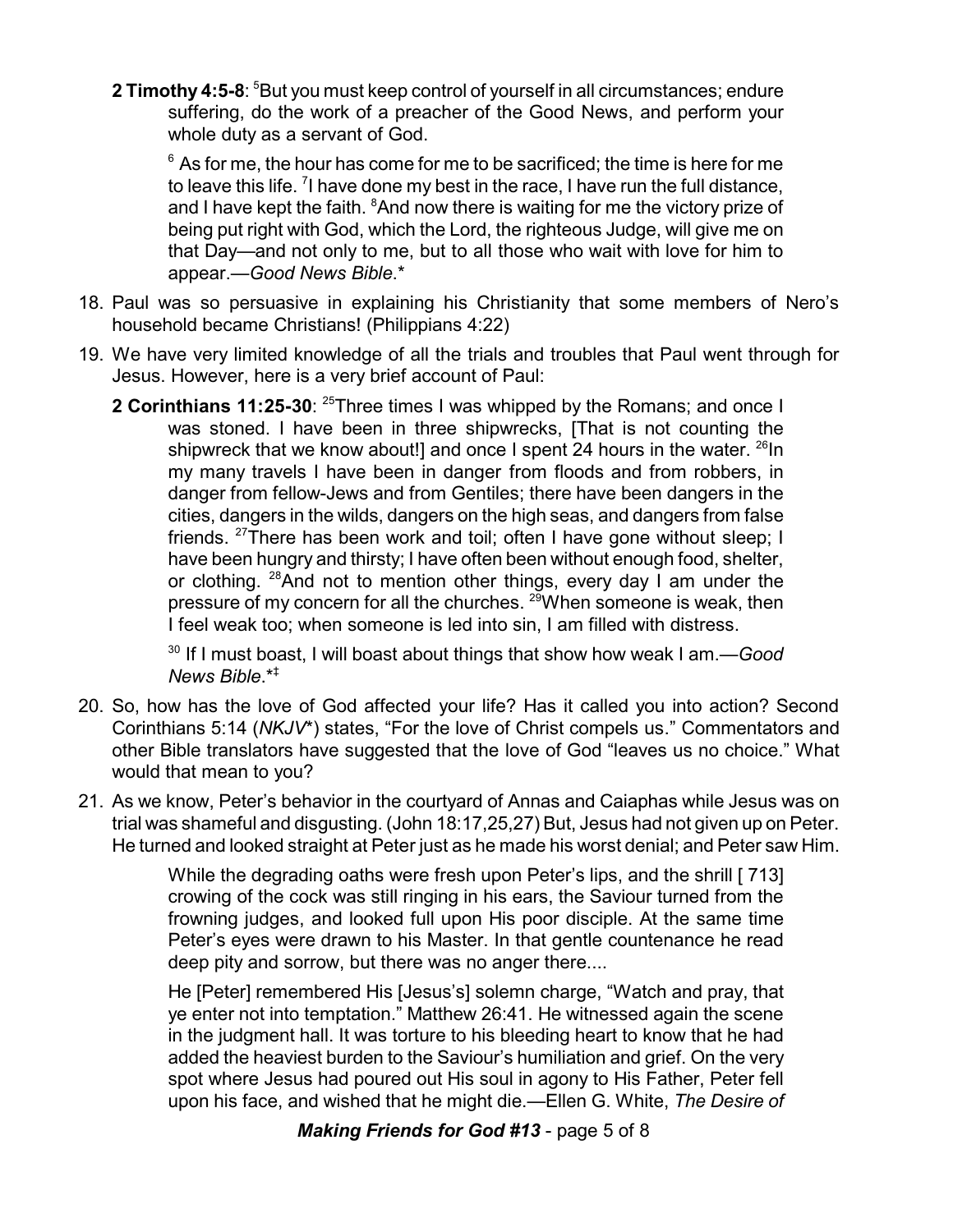**2 Timothy 4:5-8**: [5]But you must keep control of yourself in all circumstances; endure suffering, do the work of a preacher of the Good News, and perform your whole duty as a servant of God.

> [6] As for me, the hour has come for me to be sacrificed; the time is here for me to leave this life. [7]I have done my best in the race, I have run the full distance, and I have kept the faith. [8]And now there is waiting for me the victory prize of being put right with God, which the Lord, the righteous Judge, will give me on that Day—and not only to me, but to all those who wait with love for him to appear.—*Good News Bible*.*

18. Paul was so persuasive in explaining his Christianity that some members of Nero's household became Christians! (Philippians 4:22)

19. We have very limited knowledge of all the trials and troubles that Paul went through for Jesus. However, here is a very brief account of Paul:

    **2 Corinthians 11:25-30**: [25]Three times I was whipped by the Romans; and once I was stoned. I have been in three shipwrecks, [That is not counting the shipwreck that we know about!] and once I spent 24 hours in the water. [26]In my many travels I have been in danger from floods and from robbers, in danger from fellow-Jews and from Gentiles; there have been dangers in the cities, dangers in the wilds, dangers on the high seas, and dangers from false friends. [27]There has been work and toil; often I have gone without sleep; I have been hungry and thirsty; I have often been without enough food, shelter, or clothing. [28]And not to mention other things, every day I am under the pressure of my concern for all the churches. [29]When someone is weak, then I feel weak too; when someone is led into sin, I am filled with distress.

    > [30] If I must boast, I will boast about things that show how weak I am.—*Good News Bible*.*‡

20. So, how has the love of God affected your life? Has it called you into action? Second Corinthians 5:14 (*NKJV**) states, "For the love of Christ compels us." Commentators and other Bible translators have suggested that the love of God "leaves us no choice." What would that mean to you?

21. As we know, Peter's behavior in the courtyard of Annas and Caiaphas while Jesus was on trial was shameful and disgusting. (John 18:17,25,27) But, Jesus had not given up on Peter. He turned and looked straight at Peter just as he made his worst denial; and Peter saw Him.

    > While the degrading oaths were fresh upon Peter's lips, and the shrill [ 713] crowing of the cock was still ringing in his ears, the Saviour turned from the frowning judges, and looked full upon His poor disciple. At the same time Peter's eyes were drawn to his Master. In that gentle countenance he read deep pity and sorrow, but there was no anger there....
    >
    > He [Peter] remembered His [Jesus's] solemn charge, "Watch and pray, that ye enter not into temptation." Matthew 26:41. He witnessed again the scene in the judgment hall. It was torture to his bleeding heart to know that he had added the heaviest burden to the Saviour's humiliation and grief. On the very spot where Jesus had poured out His soul in agony to His Father, Peter fell upon his face, and wished that he might die.—Ellen G. White, *The Desire of*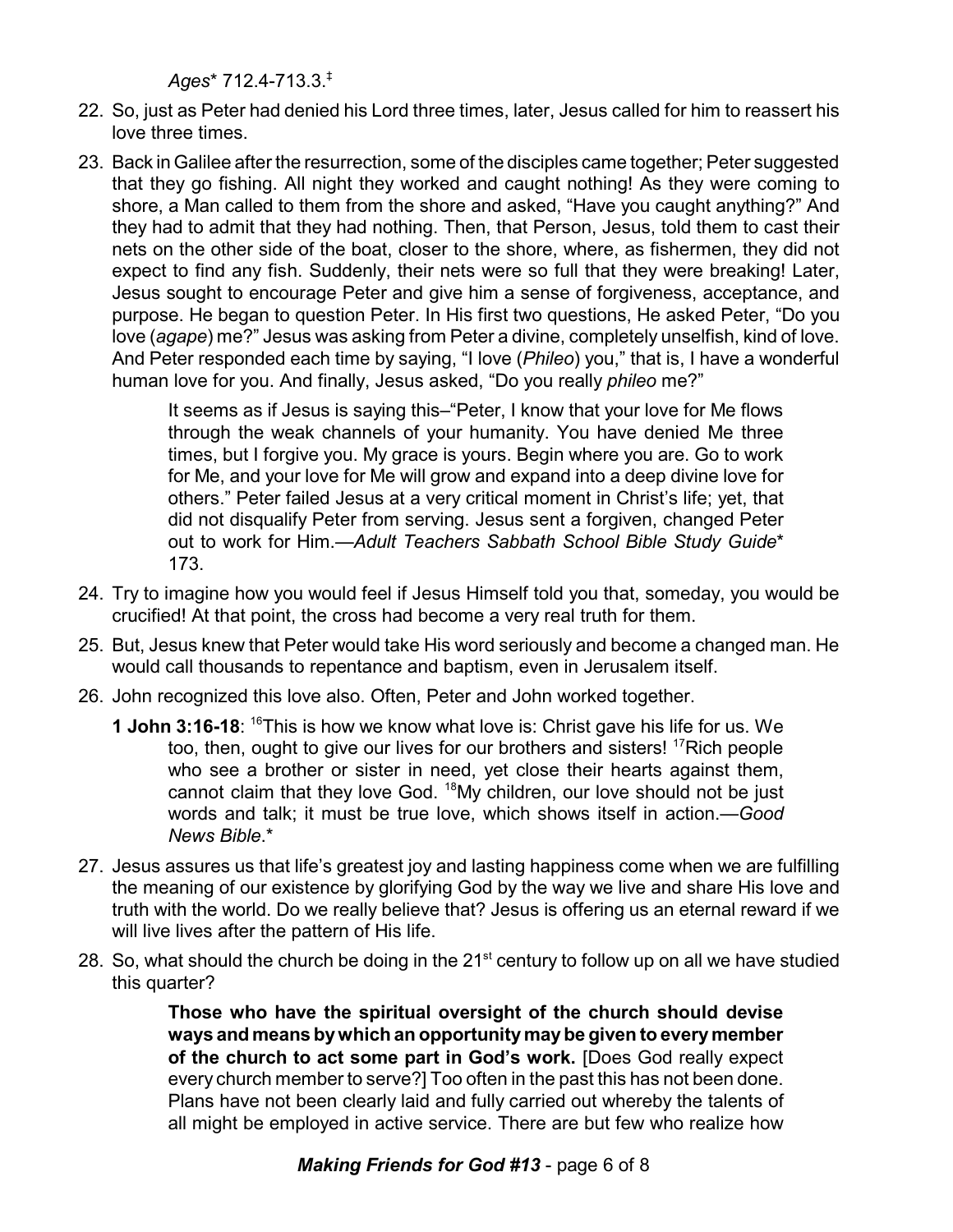*Ages** 712.4-713.3.[‡]

22. So, just as Peter had denied his Lord three times, later, Jesus called for him to reassert his love three times.

23. Back in Galilee after the resurrection, some of the disciples came together; Peter suggested that they go fishing. All night they worked and caught nothing! As they were coming to shore, a Man called to them from the shore and asked, "Have you caught anything?" And they had to admit that they had nothing. Then, that Person, Jesus, told them to cast their nets on the other side of the boat, closer to the shore, where, as fishermen, they did not expect to find any fish. Suddenly, their nets were so full that they were breaking! Later, Jesus sought to encourage Peter and give him a sense of forgiveness, acceptance, and purpose. He began to question Peter. In His first two questions, He asked Peter, "Do you love (*agape*) me?" Jesus was asking from Peter a divine, completely unselfish, kind of love. And Peter responded each time by saying, "I love (*Phileo*) you," that is, I have a wonderful human love for you. And finally, Jesus asked, "Do you really *phileo* me?"

    > It seems as if Jesus is saying this–"Peter, I know that your love for Me flows through the weak channels of your humanity. You have denied Me three times, but I forgive you. My grace is yours. Begin where you are. Go to work for Me, and your love for Me will grow and expand into a deep divine love for others." Peter failed Jesus at a very critical moment in Christ's life; yet, that did not disqualify Peter from serving. Jesus sent a forgiven, changed Peter out to work for Him.—*Adult Teachers Sabbath School Bible Study Guide** 173.

24. Try to imagine how you would feel if Jesus Himself told you that, someday, you would be crucified! At that point, the cross had become a very real truth for them.

25. But, Jesus knew that Peter would take His word seriously and become a changed man. He would call thousands to repentance and baptism, even in Jerusalem itself.

26. John recognized this love also. Often, Peter and John worked together.

    **1 John 3:16-18**: [16]This is how we know what love is: Christ gave his life for us. We too, then, ought to give our lives for our brothers and sisters! [17]Rich people who see a brother or sister in need, yet close their hearts against them, cannot claim that they love God. [18]My children, our love should not be just words and talk; it must be true love, which shows itself in action.—*Good News Bible*.*

27. Jesus assures us that life's greatest joy and lasting happiness come when we are fulfilling the meaning of our existence by glorifying God by the way we live and share His love and truth with the world. Do we really believe that? Jesus is offering us an eternal reward if we will live lives after the pattern of His life.

28. So, what should the church be doing in the 21st century to follow up on all we have studied this quarter?

    > **Those who have the spiritual oversight of the church should devise ways and means by which an opportunity may be given to every member of the church to act some part in God's work.** [Does God really expect every church member to serve?] Too often in the past this has not been done. Plans have not been clearly laid and fully carried out whereby the talents of all might be employed in active service. There are but few who realize how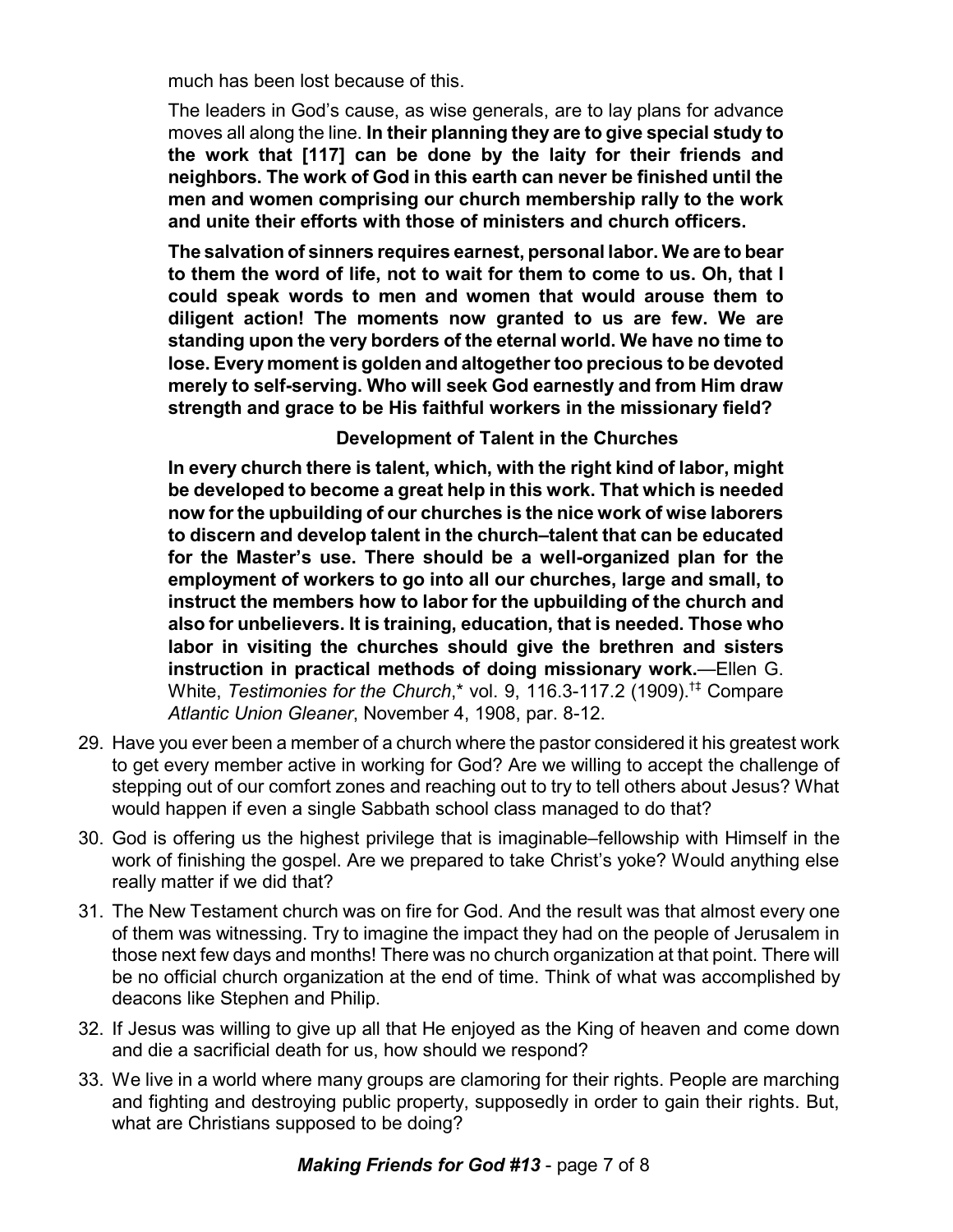much has been lost because of this.

The leaders in God's cause, as wise generals, are to lay plans for advance moves all along the line. **In their planning they are to give special study to the work that [117] can be done by the laity for their friends and neighbors. The work of God in this earth can never be finished until the men and women comprising our church membership rally to the work and unite their efforts with those of ministers and church officers.**

**The salvation of sinners requires earnest, personal labor. We are to bear to them the word of life, not to wait for them to come to us. Oh, that I could speak words to men and women that would arouse them to diligent action! The moments now granted to us are few. We are standing upon the very borders of the eternal world. We have no time to lose. Every moment is golden and altogether too precious to be devoted merely to self-serving. Who will seek God earnestly and from Him draw strength and grace to be His faithful workers in the missionary field?**

**Development of Talent in the Churches**

**In every church there is talent, which, with the right kind of labor, might be developed to become a great help in this work. That which is needed now for the upbuilding of our churches is the nice work of wise laborers to discern and develop talent in the church–talent that can be educated for the Master's use. There should be a well-organized plan for the employment of workers to go into all our churches, large and small, to instruct the members how to labor for the upbuilding of the church and also for unbelievers. It is training, education, that is needed. Those who labor in visiting the churches should give the brethren and sisters instruction in practical methods of doing missionary work.**—Ellen G. White, *Testimonies for the Church*,* vol. 9, 116.3-117.2 (1909).†‡ Compare *Atlantic Union Gleaner*, November 4, 1908, par. 8-12.

29. Have you ever been a member of a church where the pastor considered it his greatest work to get every member active in working for God? Are we willing to accept the challenge of stepping out of our comfort zones and reaching out to try to tell others about Jesus? What would happen if even a single Sabbath school class managed to do that?
30. God is offering us the highest privilege that is imaginable–fellowship with Himself in the work of finishing the gospel. Are we prepared to take Christ's yoke? Would anything else really matter if we did that?
31. The New Testament church was on fire for God. And the result was that almost every one of them was witnessing. Try to imagine the impact they had on the people of Jerusalem in those next few days and months! There was no church organization at that point. There will be no official church organization at the end of time. Think of what was accomplished by deacons like Stephen and Philip.
32. If Jesus was willing to give up all that He enjoyed as the King of heaven and come down and die a sacrificial death for us, how should we respond?
33. We live in a world where many groups are clamoring for their rights. People are marching and fighting and destroying public property, supposedly in order to gain their rights. But, what are Christians supposed to be doing?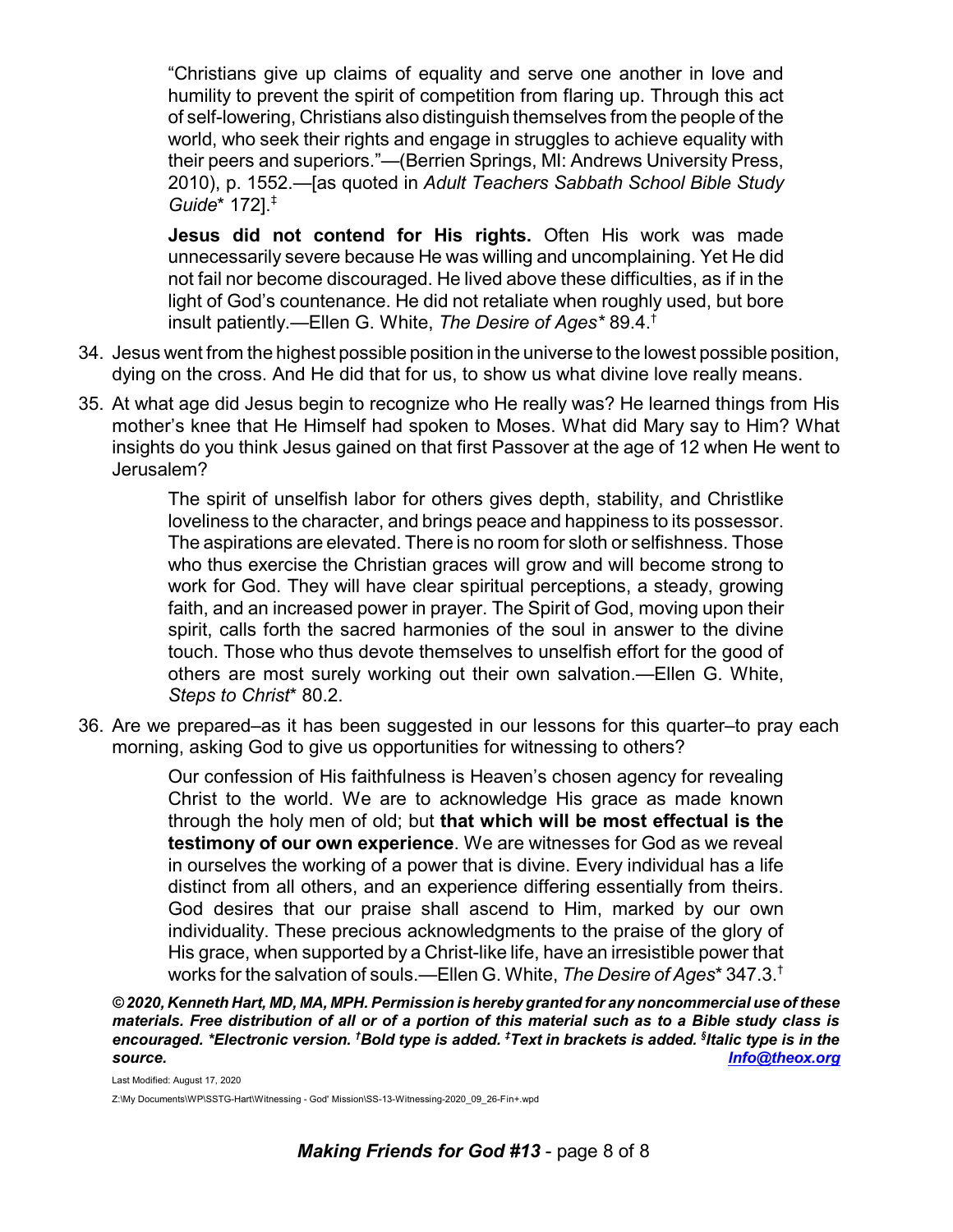"Christians give up claims of equality and serve one another in love and humility to prevent the spirit of competition from flaring up. Through this act of self-lowering, Christians also distinguish themselves from the people of the world, who seek their rights and engage in struggles to achieve equality with their peers and superiors."—(Berrien Springs, MI: Andrews University Press, 2010), p. 1552.—[as quoted in *Adult Teachers Sabbath School Bible Study Guide** 172].‡

**Jesus did not contend for His rights.** Often His work was made unnecessarily severe because He was willing and uncomplaining. Yet He did not fail nor become discouraged. He lived above these difficulties, as if in the light of God's countenance. He did not retaliate when roughly used, but bore insult patiently.—Ellen G. White, *The Desire of Ages** 89.4.†

34. Jesus went from the highest possible position in the universe to the lowest possible position, dying on the cross. And He did that for us, to show us what divine love really means.

35. At what age did Jesus begin to recognize who He really was? He learned things from His mother's knee that He Himself had spoken to Moses. What did Mary say to Him? What insights do you think Jesus gained on that first Passover at the age of 12 when He went to Jerusalem?

    The spirit of unselfish labor for others gives depth, stability, and Christlike loveliness to the character, and brings peace and happiness to its possessor. The aspirations are elevated. There is no room for sloth or selfishness. Those who thus exercise the Christian graces will grow and will become strong to work for God. They will have clear spiritual perceptions, a steady, growing faith, and an increased power in prayer. The Spirit of God, moving upon their spirit, calls forth the sacred harmonies of the soul in answer to the divine touch. Those who thus devote themselves to unselfish effort for the good of others are most surely working out their own salvation.—Ellen G. White, *Steps to Christ** 80.2.

36. Are we prepared–as it has been suggested in our lessons for this quarter–to pray each morning, asking God to give us opportunities for witnessing to others?

    Our confession of His faithfulness is Heaven's chosen agency for revealing Christ to the world. We are to acknowledge His grace as made known through the holy men of old; but **that which will be most effectual is the testimony of our own experience**. We are witnesses for God as we reveal in ourselves the working of a power that is divine. Every individual has a life distinct from all others, and an experience differing essentially from theirs. God desires that our praise shall ascend to Him, marked by our own individuality. These precious acknowledgments to the praise of the glory of His grace, when supported by a Christ-like life, have an irresistible power that works for the salvation of souls.—Ellen G. White, *The Desire of Ages** 347.3.†

***© 2020, Kenneth Hart, MD, MA, MPH. Permission is hereby granted for any noncommercial use of these materials. Free distribution of all or of a portion of this material such as to a Bible study class is encouraged. *Electronic version. †Bold type is added. ‡Text in brackets is added. §Italic type is in the source.*** ***Info@theox.org***

Last Modified: August 17, 2020

Z:\My Documents\WP\SSTG-Hart\Witnessing - God' Mission\SS-13-Witnessing-2020_09_26-Fin+.wpd